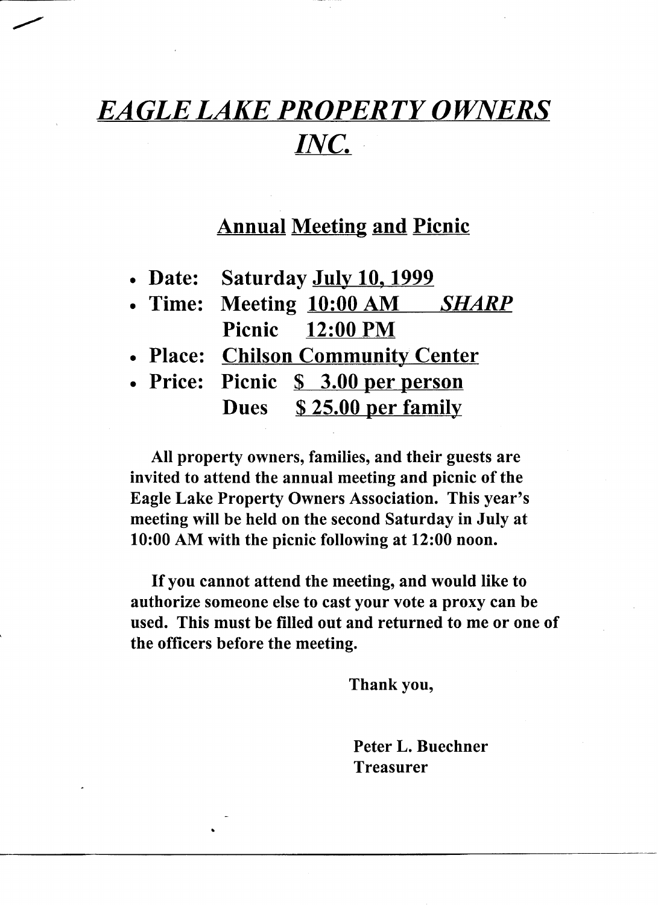# *EAGLE LAKE PROPERTY OWNERS INC.*

## Annual Meeting and Picnic

- **Date:** **Saturday July 10, 1999**
- **Time:** **Meeting 10:00 AM** ***SHARP***
  **Picnic 12:00 PM**
- **Place:** **Chilson Community Center**
- **Price:** **Picnic $ 3.00 per person**
  **Dues $ 25.00 per family**

**All property owners, families, and their guests are invited to attend the annual meeting and picnic of the Eagle Lake Property Owners Association. This year's meeting will be held on the second Saturday in July at 10:00 AM with the picnic following at 12:00 noon.**

**If you cannot attend the meeting, and would like to authorize someone else to cast your vote a proxy can be used. This must be filled out and returned to me or one of the officers before the meeting.**

**Thank you,**

**Peter L. Buechner**
**Treasurer**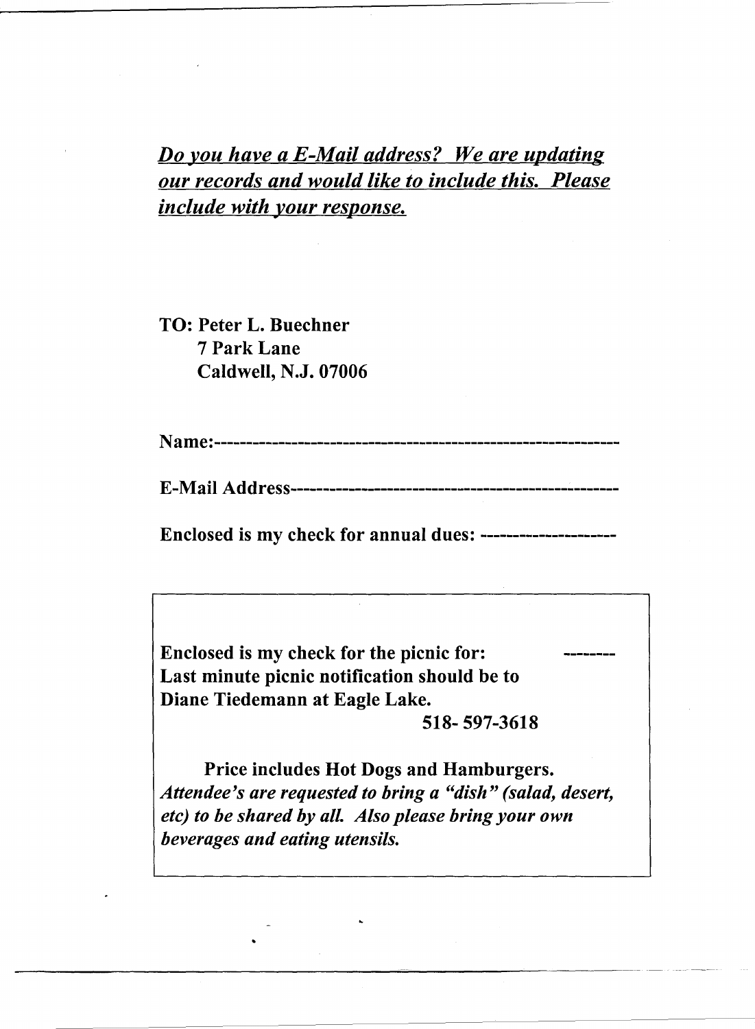***Do you have a E-Mail address? We are updating our records and would like to include this. Please include with your response.***

**TO: Peter L. Buechner**
**7 Park Lane**
**Caldwell, N.J. 07006**

**Name:----------------------------------------------------------**

**E-Mail Address------------------------------------------------**

**Enclosed is my check for annual dues: --------------------**

**Enclosed is my check for the picnic for: --------**
**Last minute picnic notification should be to Diane Tiedemann at Eagle Lake.**
**518- 597-3618**

**Price includes Hot Dogs and Hamburgers.**
***Attendee's are requested to bring a "dish" (salad, desert, etc) to be shared by all. Also please bring your own beverages and eating utensils.***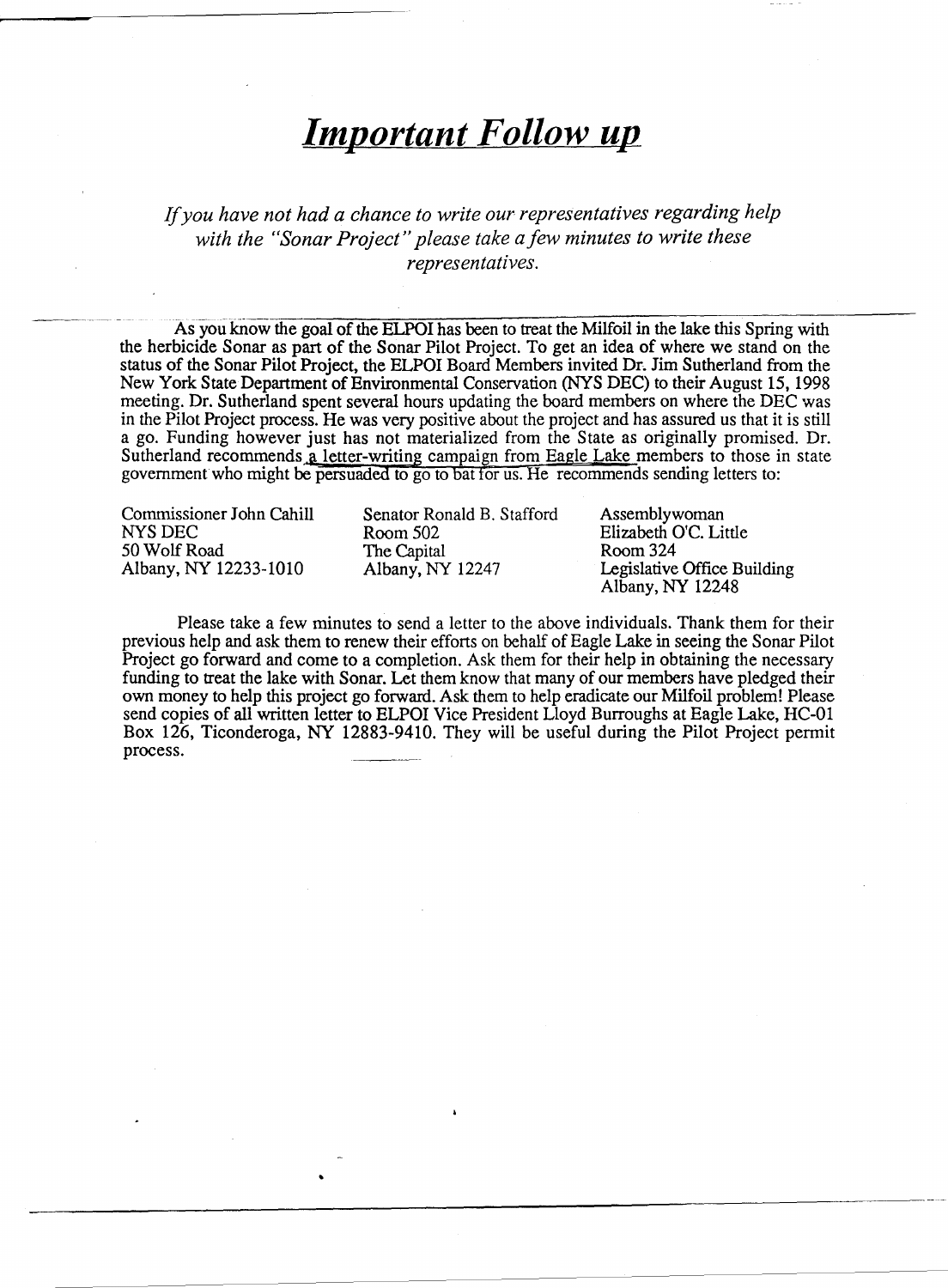# ***Important Follow up***

*If you have not had a chance to write our representatives regarding help with the "Sonar Project" please take a few minutes to write these representatives.*

---

As you know the goal of the ELPOI has been to treat the Milfoil in the lake this Spring with the herbicide Sonar as part of the Sonar Pilot Project. To get an idea of where we stand on the status of the Sonar Pilot Project, the ELPOI Board Members invited Dr. Jim Sutherland from the New York State Department of Environmental Conservation (NYS DEC) to their August 15, 1998 meeting. Dr. Sutherland spent several hours updating the board members on where the DEC was in the Pilot Project process. He was very positive about the project and has assured us that it is still a go. Funding however just has not materialized from the State as originally promised. Dr. Sutherland recommends a letter-writing campaign from Eagle Lake members to those in state government who might be persuaded to go to bat for us. He recommends sending letters to:

Commissioner John Cahill
NYS DEC
50 Wolf Road
Albany, NY 12233-1010

Senator Ronald B. Stafford
Room 502
The Capital
Albany, NY 12247

Assemblywoman
Elizabeth O'C. Little
Room 324
Legislative Office Building
Albany, NY 12248

Please take a few minutes to send a letter to the above individuals. Thank them for their previous help and ask them to renew their efforts on behalf of Eagle Lake in seeing the Sonar Pilot Project go forward and come to a completion. Ask them for their help in obtaining the necessary funding to treat the lake with Sonar. Let them know that many of our members have pledged their own money to help this project go forward. Ask them to help eradicate our Milfoil problem! Please send copies of all written letter to ELPOI Vice President Lloyd Burroughs at Eagle Lake, HC-01 Box 126, Ticonderoga, NY 12883-9410. They will be useful during the Pilot Project permit process.